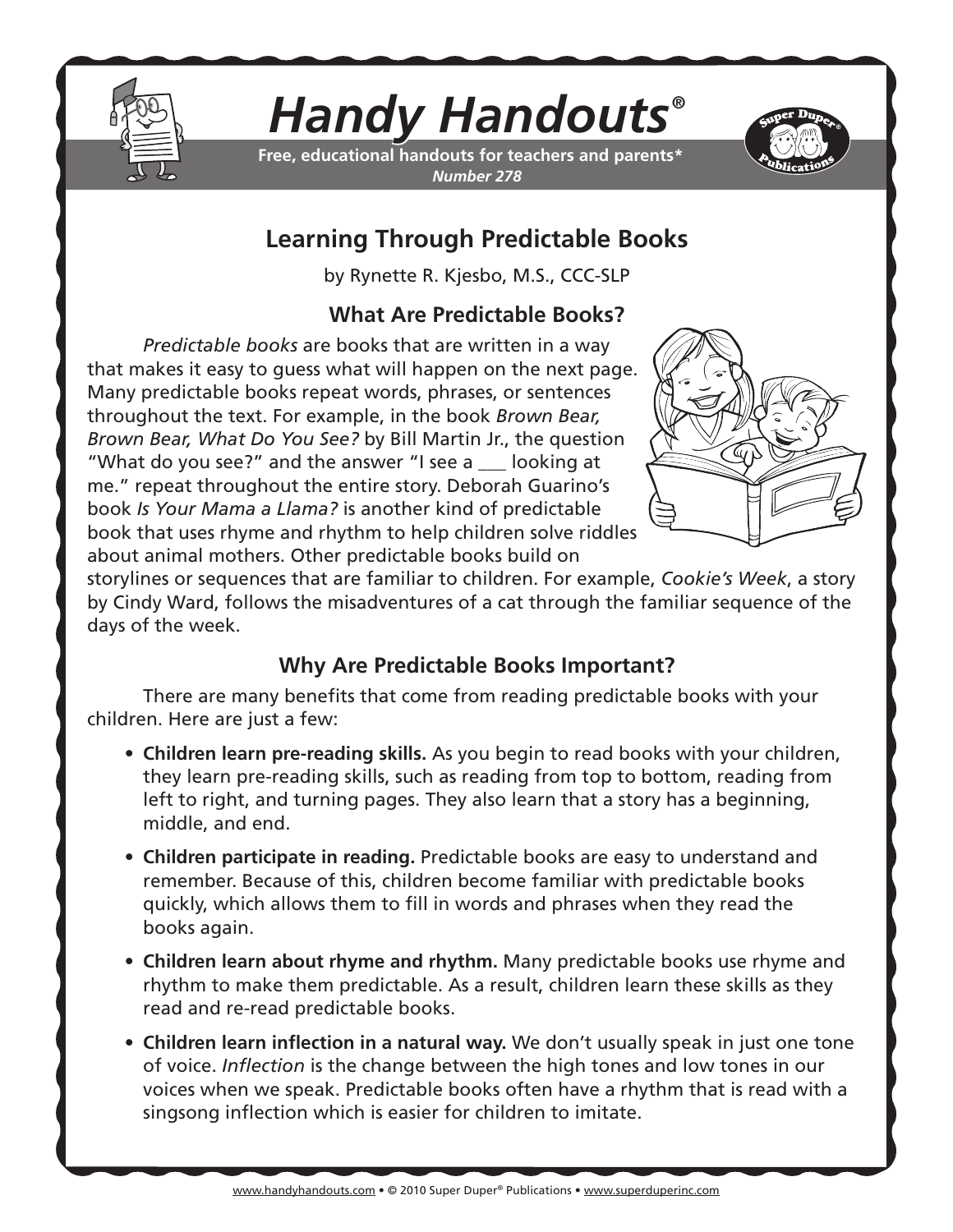# *Handy Handouts*®

**Free, educational handouts for teachers and parents***

***Number 278***

## Learning Through Predictable Books

by Rynette R. Kjesbo, M.S., CCC-SLP

### What Are Predictable Books?

*Predictable books* are books that are written in a way that makes it easy to guess what will happen on the next page. Many predictable books repeat words, phrases, or sentences throughout the text. For example, in the book *Brown Bear, Brown Bear, What Do You See?* by Bill Martin Jr., the question "What do you see?" and the answer "I see a ___ looking at me." repeat throughout the entire story. Deborah Guarino's book *Is Your Mama a Llama?* is another kind of predictable book that uses rhyme and rhythm to help children solve riddles about animal mothers. Other predictable books build on storylines or sequences that are familiar to children. For example, *Cookie's Week*, a story by Cindy Ward, follows the misadventures of a cat through the familiar sequence of the days of the week.

### Why Are Predictable Books Important?

There are many benefits that come from reading predictable books with your children. Here are just a few:

- **Children learn pre-reading skills.** As you begin to read books with your children, they learn pre-reading skills, such as reading from top to bottom, reading from left to right, and turning pages. They also learn that a story has a beginning, middle, and end.
- **Children participate in reading.** Predictable books are easy to understand and remember. Because of this, children become familiar with predictable books quickly, which allows them to fill in words and phrases when they read the books again.
- **Children learn about rhyme and rhythm.** Many predictable books use rhyme and rhythm to make them predictable. As a result, children learn these skills as they read and re-read predictable books.
- **Children learn inflection in a natural way.** We don't usually speak in just one tone of voice. *Inflection* is the change between the high tones and low tones in our voices when we speak. Predictable books often have a rhythm that is read with a singsong inflection which is easier for children to imitate.

www.handyhandouts.com • © 2010 Super Duper® Publications • www.superduperinc.com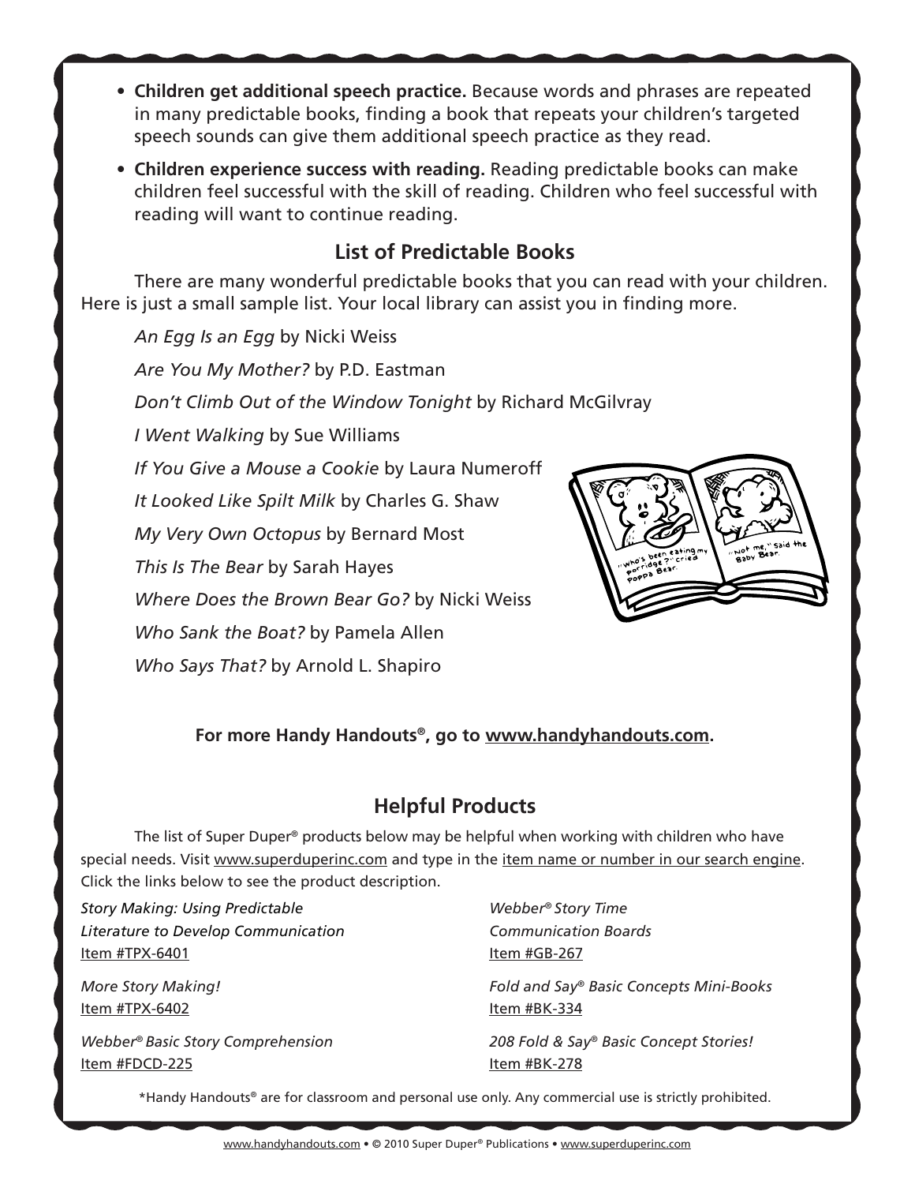- **Children get additional speech practice.** Because words and phrases are repeated in many predictable books, finding a book that repeats your children's targeted speech sounds can give them additional speech practice as they read.
- **Children experience success with reading.** Reading predictable books can make children feel successful with the skill of reading. Children who feel successful with reading will want to continue reading.

## List of Predictable Books

There are many wonderful predictable books that you can read with your children. Here is just a small sample list. Your local library can assist you in finding more.

*An Egg Is an Egg* by Nicki Weiss

*Are You My Mother?* by P.D. Eastman

*Don't Climb Out of the Window Tonight* by Richard McGilvray

*I Went Walking* by Sue Williams

*If You Give a Mouse a Cookie* by Laura Numeroff

*It Looked Like Spilt Milk* by Charles G. Shaw

*My Very Own Octopus* by Bernard Most

*This Is The Bear* by Sarah Hayes

*Where Does the Brown Bear Go?* by Nicki Weiss

*Who Sank the Boat?* by Pamela Allen

*Who Says That?* by Arnold L. Shapiro

**For more Handy Handouts®, go to www.handyhandouts.com.**

## Helpful Products

The list of Super Duper® products below may be helpful when working with children who have special needs. Visit www.superduperinc.com and type in the item name or number in our search engine. Click the links below to see the product description.

*Story Making: Using Predictable Literature to Develop Communication*
Item #TPX-6401

*More Story Making!*
Item #TPX-6402

*Webber® Basic Story Comprehension*
Item #FDCD-225

*Webber® Story Time Communication Boards*
Item #GB-267

*Fold and Say® Basic Concepts Mini-Books*
Item #BK-334

*208 Fold & Say® Basic Concept Stories!*
Item #BK-278

*Handy Handouts® are for classroom and personal use only. Any commercial use is strictly prohibited.

www.handyhandouts.com • © 2010 Super Duper® Publications • www.superduperinc.com